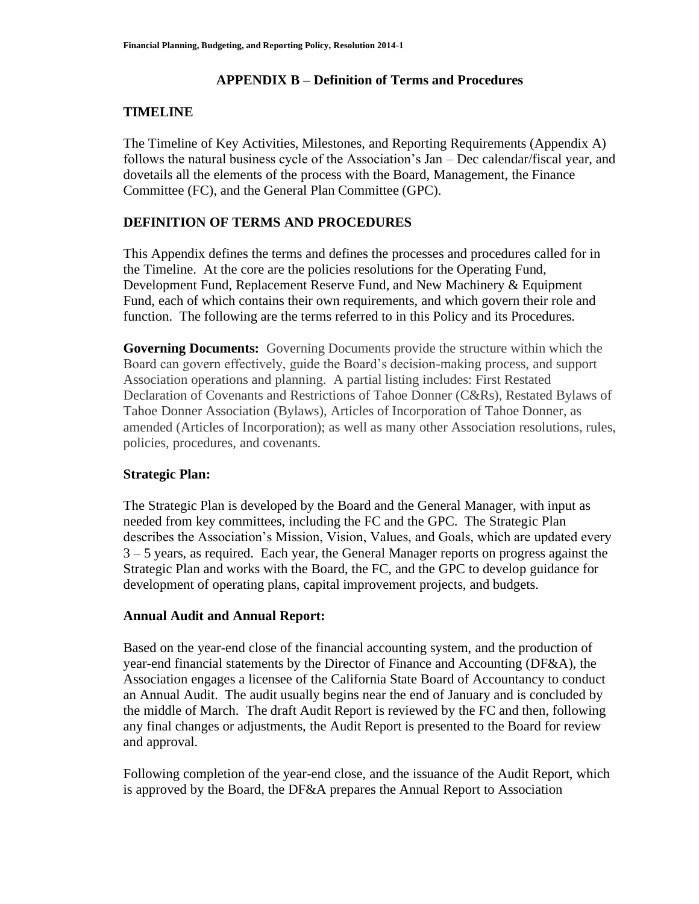## APPENDIX B – Definition of Terms and Procedures

### TIMELINE

The Timeline of Key Activities, Milestones, and Reporting Requirements (Appendix A) follows the natural business cycle of the Association's Jan – Dec calendar/fiscal year, and dovetails all the elements of the process with the Board, Management, the Finance Committee (FC), and the General Plan Committee (GPC).

### DEFINITION OF TERMS AND PROCEDURES

This Appendix defines the terms and defines the processes and procedures called for in the Timeline. At the core are the policies resolutions for the Operating Fund, Development Fund, Replacement Reserve Fund, and New Machinery & Equipment Fund, each of which contains their own requirements, and which govern their role and function. The following are the terms referred to in this Policy and its Procedures.

**Governing Documents:** Governing Documents provide the structure within which the Board can govern effectively, guide the Board's decision-making process, and support Association operations and planning. A partial listing includes: First Restated Declaration of Covenants and Restrictions of Tahoe Donner (C&Rs), Restated Bylaws of Tahoe Donner Association (Bylaws), Articles of Incorporation of Tahoe Donner, as amended (Articles of Incorporation); as well as many other Association resolutions, rules, policies, procedures, and covenants.

**Strategic Plan:**

The Strategic Plan is developed by the Board and the General Manager, with input as needed from key committees, including the FC and the GPC. The Strategic Plan describes the Association's Mission, Vision, Values, and Goals, which are updated every 3 – 5 years, as required. Each year, the General Manager reports on progress against the Strategic Plan and works with the Board, the FC, and the GPC to develop guidance for development of operating plans, capital improvement projects, and budgets.

**Annual Audit and Annual Report:**

Based on the year-end close of the financial accounting system, and the production of year-end financial statements by the Director of Finance and Accounting (DF&A), the Association engages a licensee of the California State Board of Accountancy to conduct an Annual Audit. The audit usually begins near the end of January and is concluded by the middle of March. The draft Audit Report is reviewed by the FC and then, following any final changes or adjustments, the Audit Report is presented to the Board for review and approval.

Following completion of the year-end close, and the issuance of the Audit Report, which is approved by the Board, the DF&A prepares the Annual Report to Association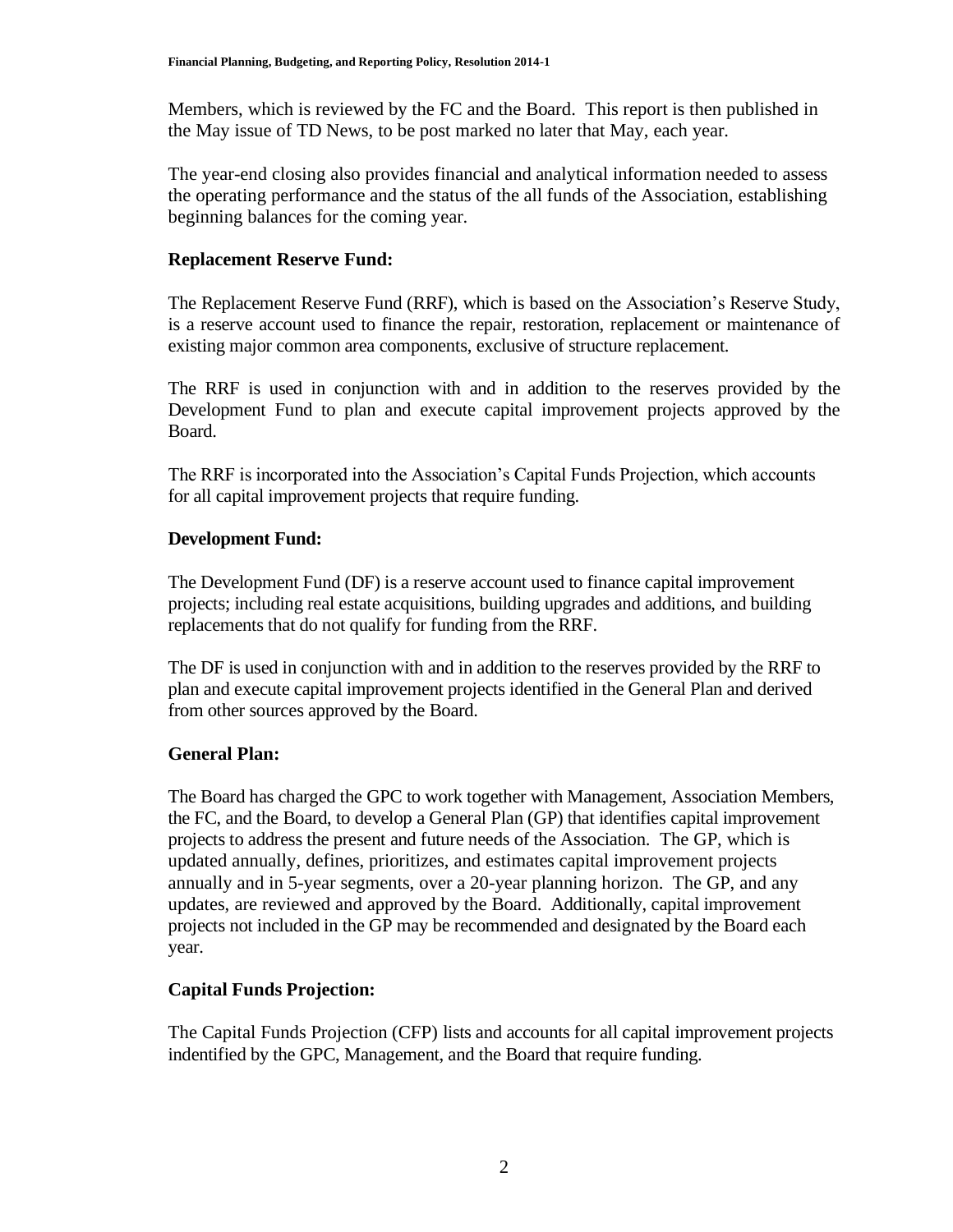Members, which is reviewed by the FC and the Board. This report is then published in the May issue of TD News, to be post marked no later that May, each year.

The year-end closing also provides financial and analytical information needed to assess the operating performance and the status of the all funds of the Association, establishing beginning balances for the coming year.

**Replacement Reserve Fund:**

The Replacement Reserve Fund (RRF), which is based on the Association's Reserve Study, is a reserve account used to finance the repair, restoration, replacement or maintenance of existing major common area components, exclusive of structure replacement.

The RRF is used in conjunction with and in addition to the reserves provided by the Development Fund to plan and execute capital improvement projects approved by the Board.

The RRF is incorporated into the Association's Capital Funds Projection, which accounts for all capital improvement projects that require funding.

**Development Fund:**

The Development Fund (DF) is a reserve account used to finance capital improvement projects; including real estate acquisitions, building upgrades and additions, and building replacements that do not qualify for funding from the RRF.

The DF is used in conjunction with and in addition to the reserves provided by the RRF to plan and execute capital improvement projects identified in the General Plan and derived from other sources approved by the Board.

**General Plan:**

The Board has charged the GPC to work together with Management, Association Members, the FC, and the Board, to develop a General Plan (GP) that identifies capital improvement projects to address the present and future needs of the Association. The GP, which is updated annually, defines, prioritizes, and estimates capital improvement projects annually and in 5-year segments, over a 20-year planning horizon. The GP, and any updates, are reviewed and approved by the Board. Additionally, capital improvement projects not included in the GP may be recommended and designated by the Board each year.

**Capital Funds Projection:**

The Capital Funds Projection (CFP) lists and accounts for all capital improvement projects indentified by the GPC, Management, and the Board that require funding.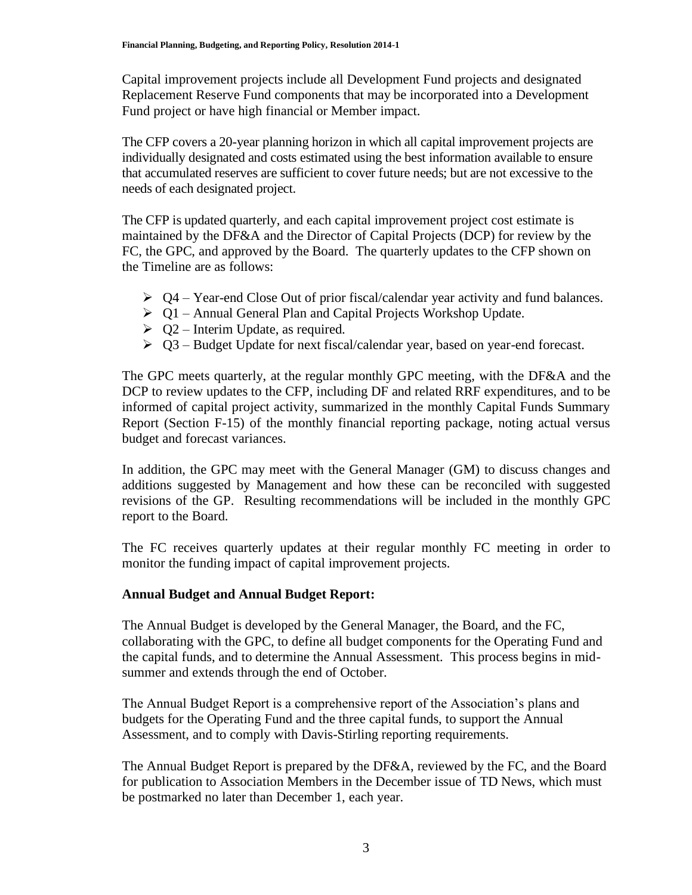Capital improvement projects include all Development Fund projects and designated Replacement Reserve Fund components that may be incorporated into a Development Fund project or have high financial or Member impact.

The CFP covers a 20-year planning horizon in which all capital improvement projects are individually designated and costs estimated using the best information available to ensure that accumulated reserves are sufficient to cover future needs; but are not excessive to the needs of each designated project.

The CFP is updated quarterly, and each capital improvement project cost estimate is maintained by the DF&A and the Director of Capital Projects (DCP) for review by the FC, the GPC, and approved by the Board. The quarterly updates to the CFP shown on the Timeline are as follows:

- Q4 – Year-end Close Out of prior fiscal/calendar year activity and fund balances.
- Q1 – Annual General Plan and Capital Projects Workshop Update.
- Q2 – Interim Update, as required.
- Q3 – Budget Update for next fiscal/calendar year, based on year-end forecast.

The GPC meets quarterly, at the regular monthly GPC meeting, with the DF&A and the DCP to review updates to the CFP, including DF and related RRF expenditures, and to be informed of capital project activity, summarized in the monthly Capital Funds Summary Report (Section F-15) of the monthly financial reporting package, noting actual versus budget and forecast variances.

In addition, the GPC may meet with the General Manager (GM) to discuss changes and additions suggested by Management and how these can be reconciled with suggested revisions of the GP. Resulting recommendations will be included in the monthly GPC report to the Board.

The FC receives quarterly updates at their regular monthly FC meeting in order to monitor the funding impact of capital improvement projects.

**Annual Budget and Annual Budget Report:**

The Annual Budget is developed by the General Manager, the Board, and the FC, collaborating with the GPC, to define all budget components for the Operating Fund and the capital funds, and to determine the Annual Assessment. This process begins in mid-summer and extends through the end of October.

The Annual Budget Report is a comprehensive report of the Association's plans and budgets for the Operating Fund and the three capital funds, to support the Annual Assessment, and to comply with Davis-Stirling reporting requirements.

The Annual Budget Report is prepared by the DF&A, reviewed by the FC, and the Board for publication to Association Members in the December issue of TD News, which must be postmarked no later than December 1, each year.